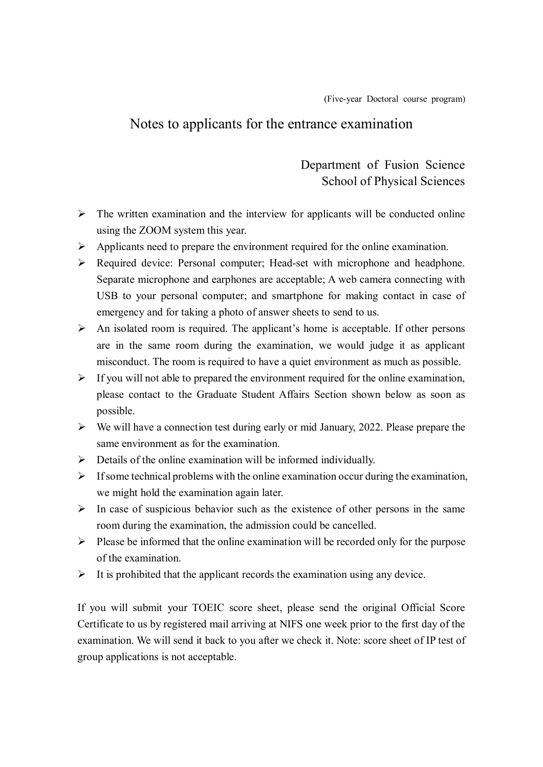(Five-year Doctoral course program)

# Notes to applicants for the entrance examination

Department of Fusion Science
School of Physical Sciences

- The written examination and the interview for applicants will be conducted online using the ZOOM system this year.
- Applicants need to prepare the environment required for the online examination.
- Required device: Personal computer; Head-set with microphone and headphone. Separate microphone and earphones are acceptable; A web camera connecting with USB to your personal computer; and smartphone for making contact in case of emergency and for taking a photo of answer sheets to send to us.
- An isolated room is required. The applicant's home is acceptable. If other persons are in the same room during the examination, we would judge it as applicant misconduct. The room is required to have a quiet environment as much as possible.
- If you will not able to prepared the environment required for the online examination, please contact to the Graduate Student Affairs Section shown below as soon as possible.
- We will have a connection test during early or mid January, 2022. Please prepare the same environment as for the examination.
- Details of the online examination will be informed individually.
- If some technical problems with the online examination occur during the examination, we might hold the examination again later.
- In case of suspicious behavior such as the existence of other persons in the same room during the examination, the admission could be cancelled.
- Please be informed that the online examination will be recorded only for the purpose of the examination.
- It is prohibited that the applicant records the examination using any device.

If you will submit your TOEIC score sheet, please send the original Official Score Certificate to us by registered mail arriving at NIFS one week prior to the first day of the examination. We will send it back to you after we check it. Note: score sheet of IP test of group applications is not acceptable.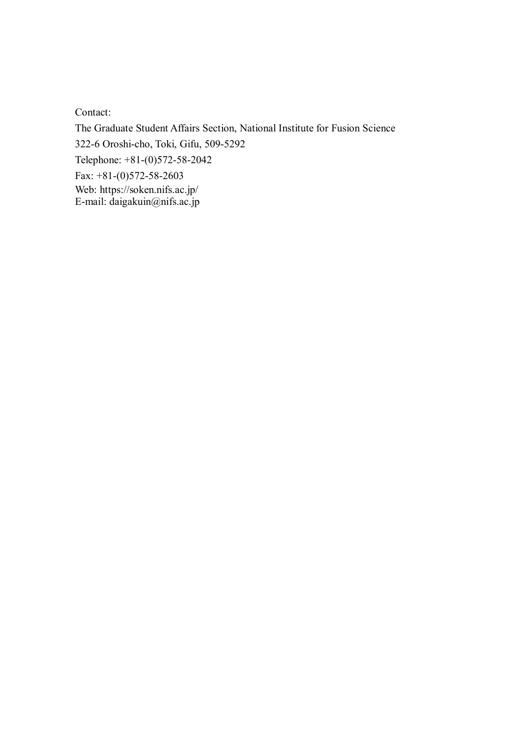Contact:

The Graduate Student Affairs Section, National Institute for Fusion Science

322-6 Oroshi-cho, Toki, Gifu, 509-5292

Telephone: +81-(0)572-58-2042

Fax: +81-(0)572-58-2603

Web: https://soken.nifs.ac.jp/

E-mail: daigakuin@nifs.ac.jp